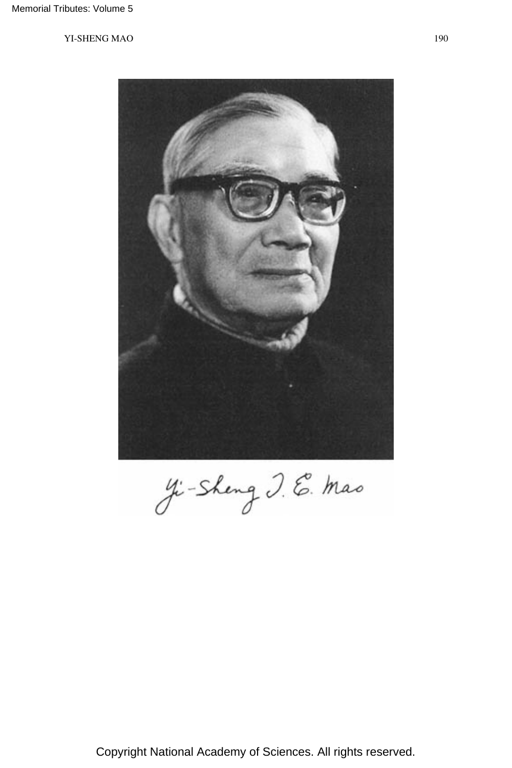Yi-Sheng T. E. Mao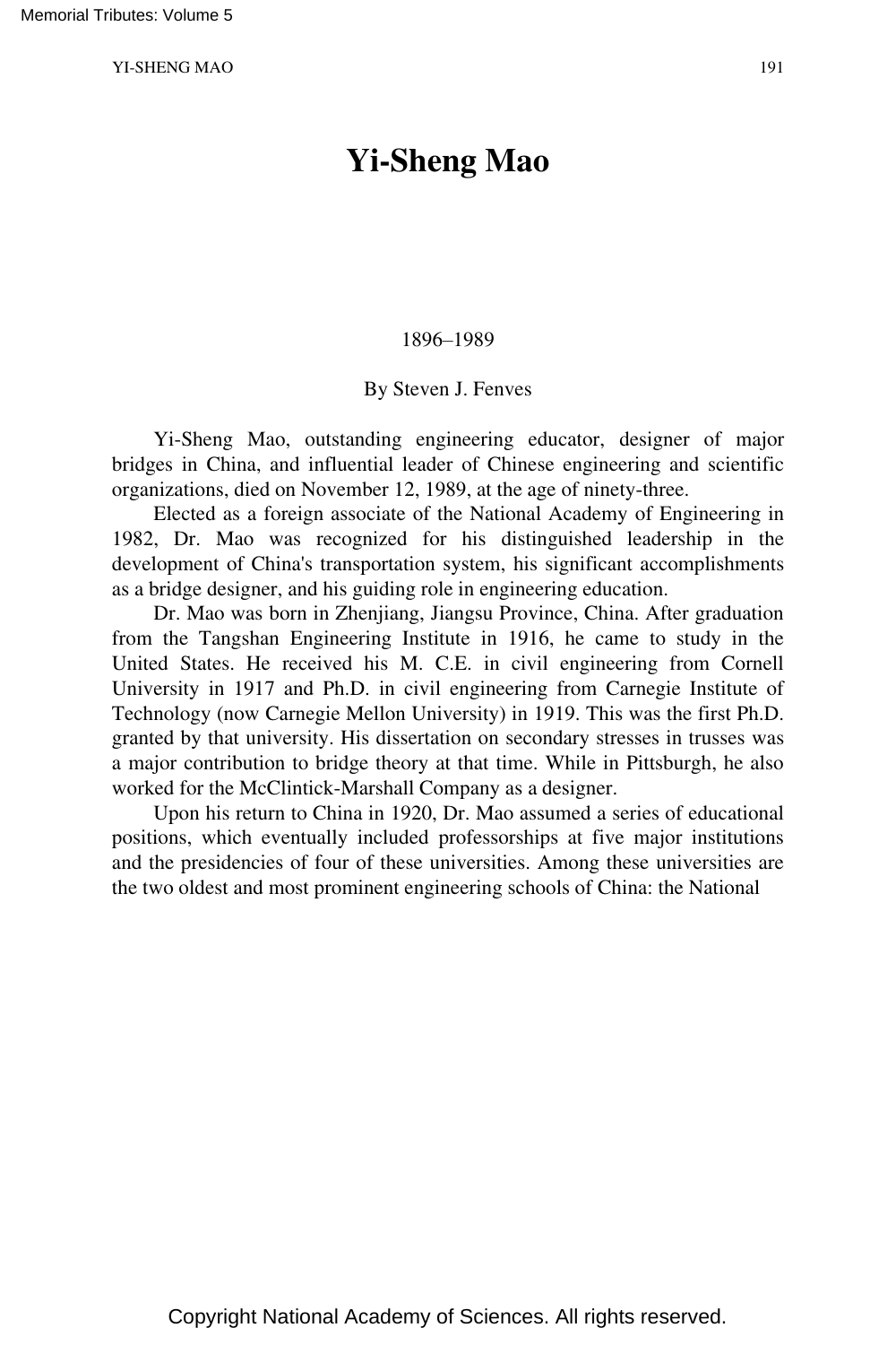# Yi-Sheng Mao

1896–1989

By Steven J. Fenves

Yi-Sheng Mao, outstanding engineering educator, designer of major bridges in China, and influential leader of Chinese engineering and scientific organizations, died on November 12, 1989, at the age of ninety-three.

Elected as a foreign associate of the National Academy of Engineering in 1982, Dr. Mao was recognized for his distinguished leadership in the development of China's transportation system, his significant accomplishments as a bridge designer, and his guiding role in engineering education.

Dr. Mao was born in Zhenjiang, Jiangsu Province, China. After graduation from the Tangshan Engineering Institute in 1916, he came to study in the United States. He received his M. C.E. in civil engineering from Cornell University in 1917 and Ph.D. in civil engineering from Carnegie Institute of Technology (now Carnegie Mellon University) in 1919. This was the first Ph.D. granted by that university. His dissertation on secondary stresses in trusses was a major contribution to bridge theory at that time. While in Pittsburgh, he also worked for the McClintick-Marshall Company as a designer.

Upon his return to China in 1920, Dr. Mao assumed a series of educational positions, which eventually included professorships at five major institutions and the presidencies of four of these universities. Among these universities are the two oldest and most prominent engineering schools of China: the National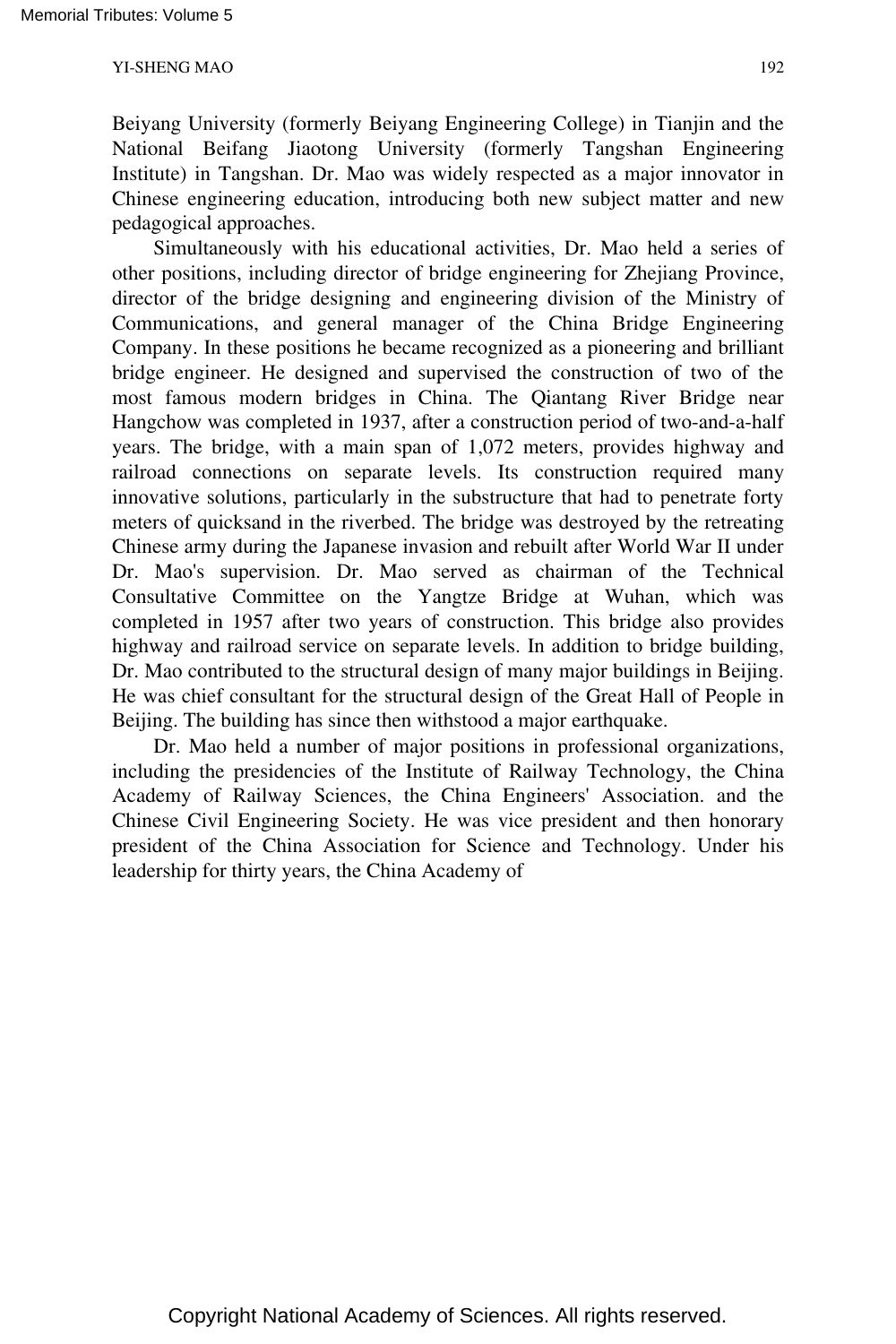Beiyang University (formerly Beiyang Engineering College) in Tianjin and the National Beifang Jiaotong University (formerly Tangshan Engineering Institute) in Tangshan. Dr. Mao was widely respected as a major innovator in Chinese engineering education, introducing both new subject matter and new pedagogical approaches.

Simultaneously with his educational activities, Dr. Mao held a series of other positions, including director of bridge engineering for Zhejiang Province, director of the bridge designing and engineering division of the Ministry of Communications, and general manager of the China Bridge Engineering Company. In these positions he became recognized as a pioneering and brilliant bridge engineer. He designed and supervised the construction of two of the most famous modern bridges in China. The Qiantang River Bridge near Hangchow was completed in 1937, after a construction period of two-and-a-half years. The bridge, with a main span of 1,072 meters, provides highway and railroad connections on separate levels. Its construction required many innovative solutions, particularly in the substructure that had to penetrate forty meters of quicksand in the riverbed. The bridge was destroyed by the retreating Chinese army during the Japanese invasion and rebuilt after World War II under Dr. Mao's supervision. Dr. Mao served as chairman of the Technical Consultative Committee on the Yangtze Bridge at Wuhan, which was completed in 1957 after two years of construction. This bridge also provides highway and railroad service on separate levels. In addition to bridge building, Dr. Mao contributed to the structural design of many major buildings in Beijing. He was chief consultant for the structural design of the Great Hall of People in Beijing. The building has since then withstood a major earthquake.

Dr. Mao held a number of major positions in professional organizations, including the presidencies of the Institute of Railway Technology, the China Academy of Railway Sciences, the China Engineers' Association. and the Chinese Civil Engineering Society. He was vice president and then honorary president of the China Association for Science and Technology. Under his leadership for thirty years, the China Academy of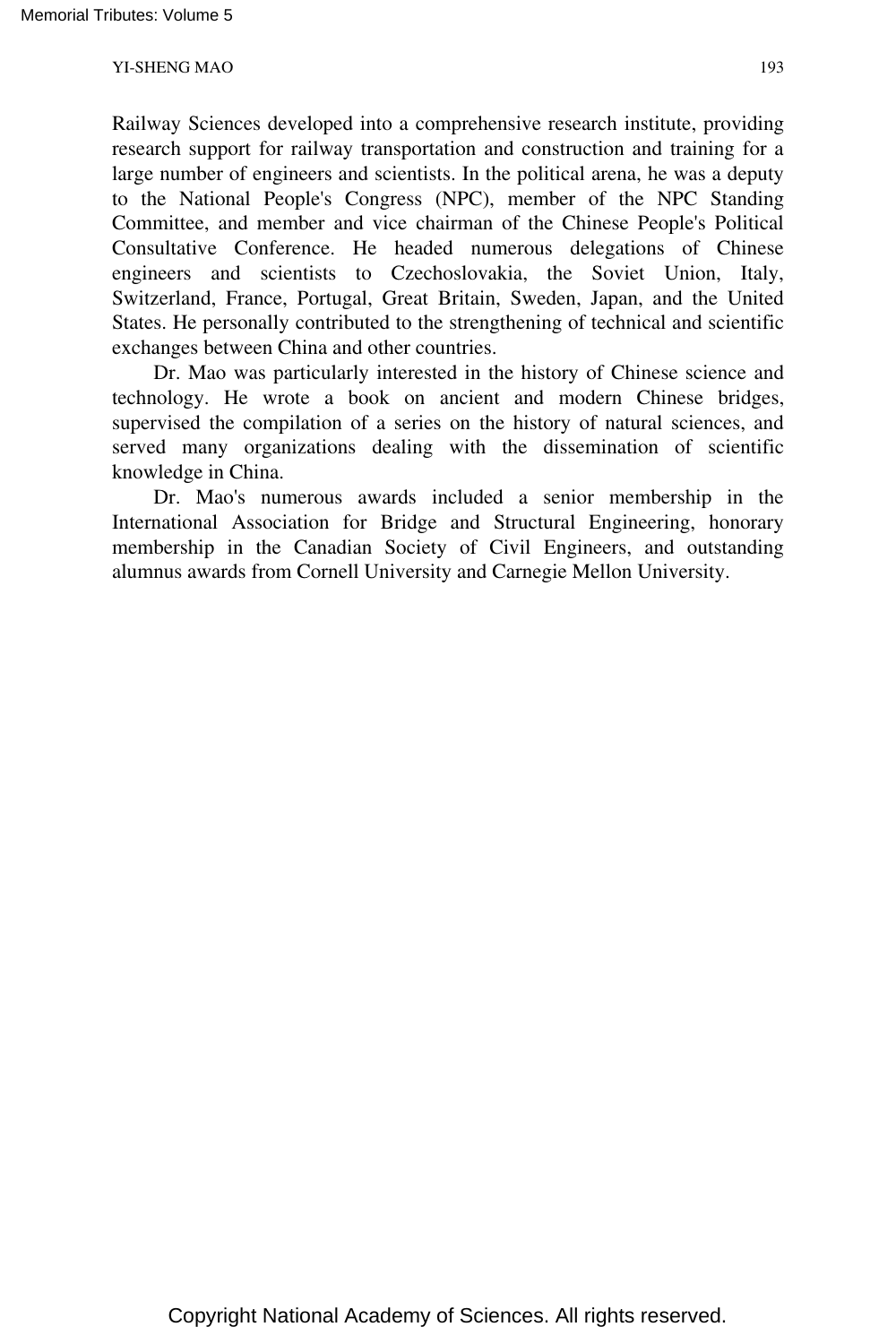Railway Sciences developed into a comprehensive research institute, providing research support for railway transportation and construction and training for a large number of engineers and scientists. In the political arena, he was a deputy to the National People's Congress (NPC), member of the NPC Standing Committee, and member and vice chairman of the Chinese People's Political Consultative Conference. He headed numerous delegations of Chinese engineers and scientists to Czechoslovakia, the Soviet Union, Italy, Switzerland, France, Portugal, Great Britain, Sweden, Japan, and the United States. He personally contributed to the strengthening of technical and scientific exchanges between China and other countries.

Dr. Mao was particularly interested in the history of Chinese science and technology. He wrote a book on ancient and modern Chinese bridges, supervised the compilation of a series on the history of natural sciences, and served many organizations dealing with the dissemination of scientific knowledge in China.

Dr. Mao's numerous awards included a senior membership in the International Association for Bridge and Structural Engineering, honorary membership in the Canadian Society of Civil Engineers, and outstanding alumnus awards from Cornell University and Carnegie Mellon University.